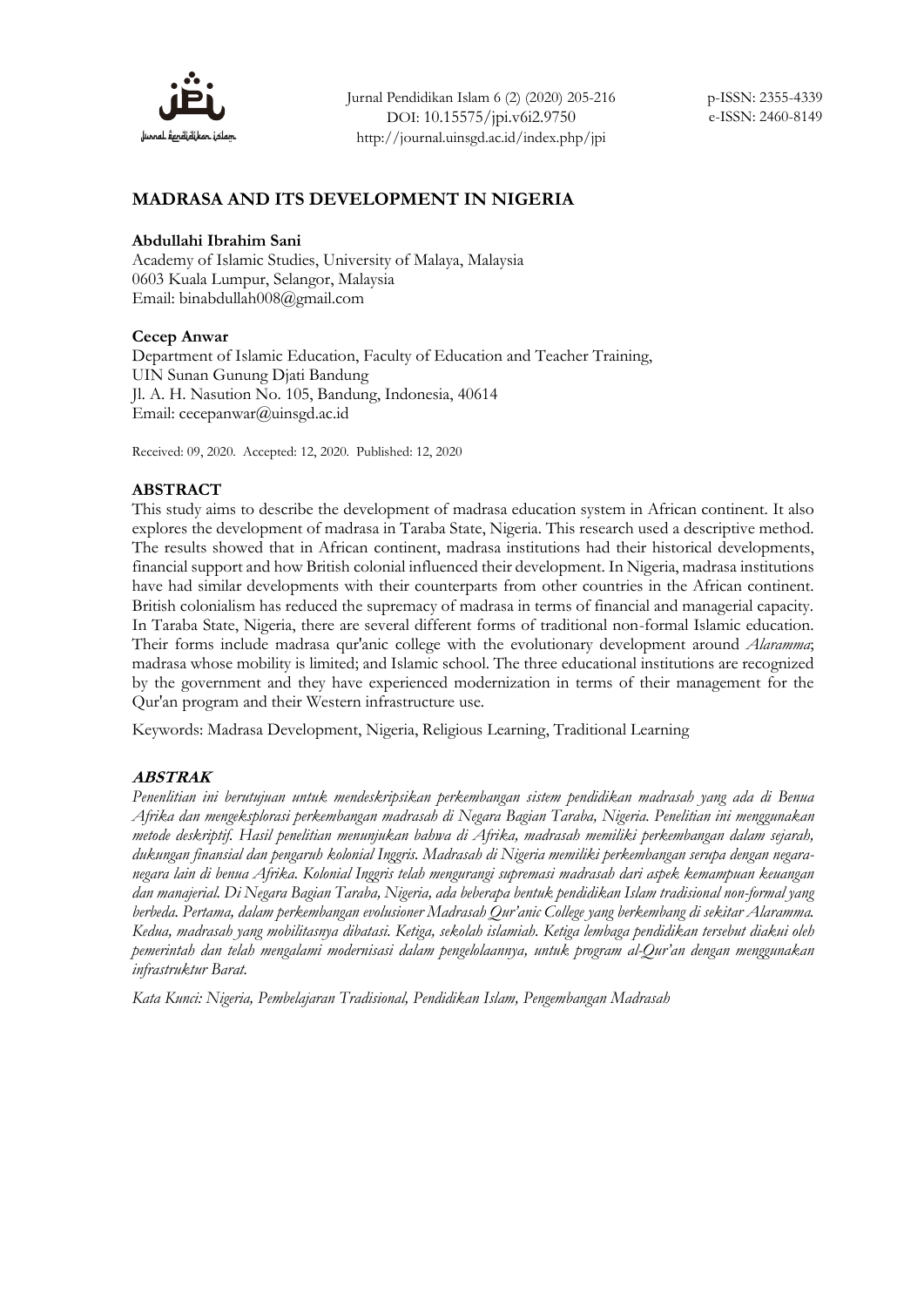# MADRASA AND ITS DEVELOPMENT IN NIGERIA

**Abdullahi Ibrahim Sani**
Academy of Islamic Studies, University of Malaya, Malaysia
0603 Kuala Lumpur, Selangor, Malaysia
Email: binabdullah008@gmail.com

**Cecep Anwar**
Department of Islamic Education, Faculty of Education and Teacher Training,
UIN Sunan Gunung Djati Bandung
Jl. A. H. Nasution No. 105, Bandung, Indonesia, 40614
Email: cecepanwar@uinsgd.ac.id

Received: 09, 2020. Accepted: 12, 2020. Published: 12, 2020

## ABSTRACT

This study aims to describe the development of madrasa education system in African continent. It also explores the development of madrasa in Taraba State, Nigeria. This research used a descriptive method. The results showed that in African continent, madrasa institutions had their historical developments, financial support and how British colonial influenced their development. In Nigeria, madrasa institutions have had similar developments with their counterparts from other countries in the African continent. British colonialism has reduced the supremacy of madrasa in terms of financial and managerial capacity. In Taraba State, Nigeria, there are several different forms of traditional non-formal Islamic education. Their forms include madrasa qur'anic college with the evolutionary development around *Alaramma*; madrasa whose mobility is limited; and Islamic school. The three educational institutions are recognized by the government and they have experienced modernization in terms of their management for the Qur'an program and their Western infrastructure use.

Keywords: Madrasa Development, Nigeria, Religious Learning, Traditional Learning

## *ABSTRAK*

*Penenlitian ini berutujuan untuk mendeskripsikan perkembangan sistem pendidikan madrasah yang ada di Benua Afrika dan mengeksplorasi perkembangan madrasah di Negara Bagian Taraba, Nigeria. Penelitian ini menggunakan metode deskriptif. Hasil penelitian menunjukan bahwa di Afrika, madrasah memiliki perkembangan dalam sejarah, dukungan finansial dan pengaruh kolonial Inggris. Madrasah di Nigeria memiliki perkembangan serupa dengan negara-negara lain di benua Afrika. Kolonial Inggris telah mengurangi supremasi madrasah dari aspek kemampuan keuangan dan manajerial. Di Negara Bagian Taraba, Nigeria, ada beberapa bentuk pendidikan Islam tradisional non-formal yang berbeda. Pertama, dalam perkembangan evolusioner Madrasah Qur'anic College yang berkembang di sekitar Alaramma. Kedua, madrasah yang mobilitasnya dibatasi. Ketiga, sekolah islamiah. Ketiga lembaga pendidikan tersebut diakui oleh pemerintah dan telah mengalami modernisasi dalam pengelolaannya, untuk program al-Qur'an dengan menggunakan infrastruktur Barat.*

*Kata Kunci: Nigeria, Pembelajaran Tradisional, Pendidikan Islam, Pengembangan Madrasah*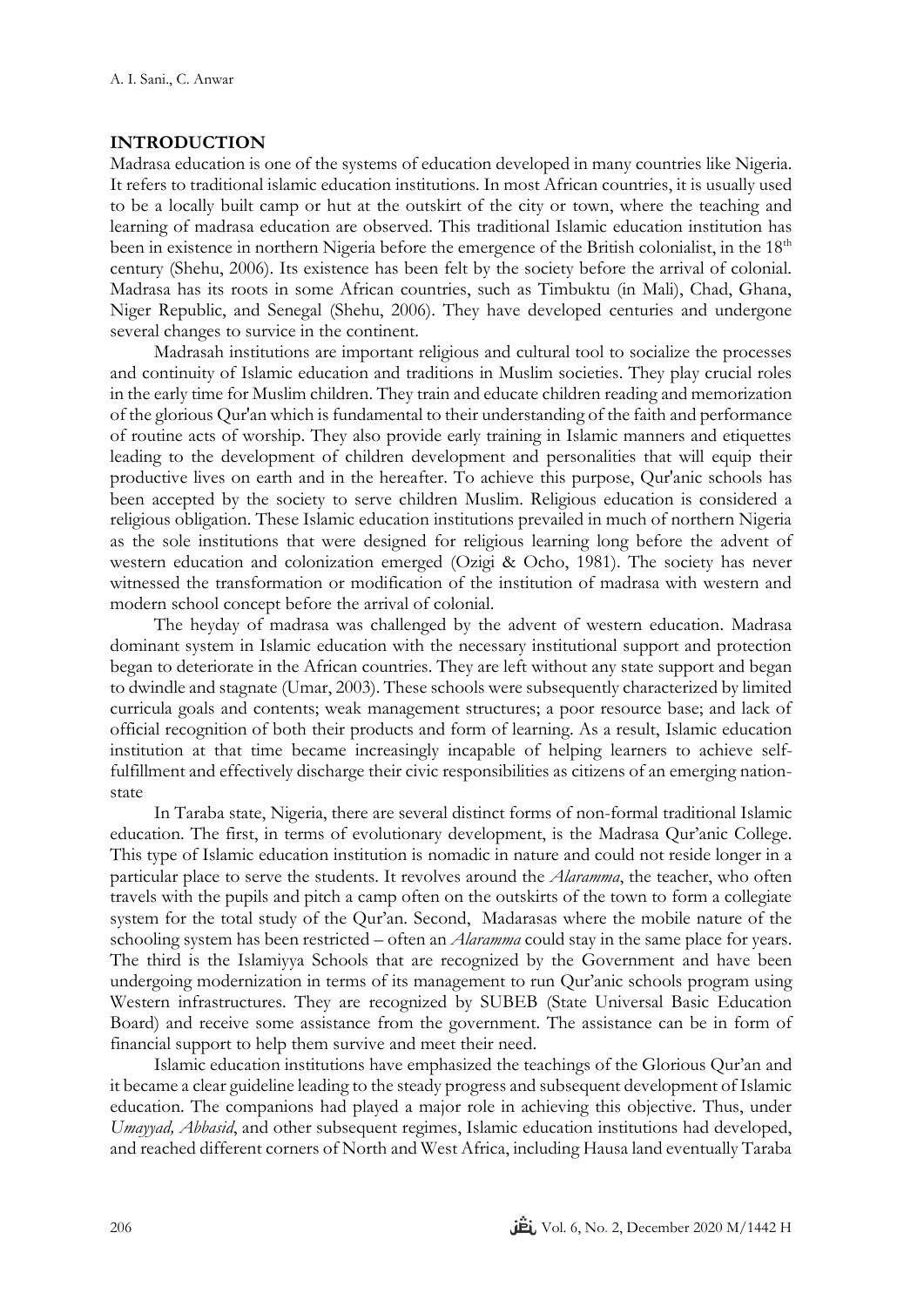## INTRODUCTION

Madrasa education is one of the systems of education developed in many countries like Nigeria. It refers to traditional islamic education institutions. In most African countries, it is usually used to be a locally built camp or hut at the outskirt of the city or town, where the teaching and learning of madrasa education are observed. This traditional Islamic education institution has been in existence in northern Nigeria before the emergence of the British colonialist, in the 18th century (Shehu, 2006). Its existence has been felt by the society before the arrival of colonial. Madrasa has its roots in some African countries, such as Timbuktu (in Mali), Chad, Ghana, Niger Republic, and Senegal (Shehu, 2006). They have developed centuries and undergone several changes to survice in the continent.

Madrasah institutions are important religious and cultural tool to socialize the processes and continuity of Islamic education and traditions in Muslim societies. They play crucial roles in the early time for Muslim children. They train and educate children reading and memorization of the glorious Qur'an which is fundamental to their understanding of the faith and performance of routine acts of worship. They also provide early training in Islamic manners and etiquettes leading to the development of children development and personalities that will equip their productive lives on earth and in the hereafter. To achieve this purpose, Qur'anic schools has been accepted by the society to serve children Muslim. Religious education is considered a religious obligation. These Islamic education institutions prevailed in much of northern Nigeria as the sole institutions that were designed for religious learning long before the advent of western education and colonization emerged (Ozigi & Ocho, 1981). The society has never witnessed the transformation or modification of the institution of madrasa with western and modern school concept before the arrival of colonial.

The heyday of madrasa was challenged by the advent of western education. Madrasa dominant system in Islamic education with the necessary institutional support and protection began to deteriorate in the African countries. They are left without any state support and began to dwindle and stagnate (Umar, 2003). These schools were subsequently characterized by limited curricula goals and contents; weak management structures; a poor resource base; and lack of official recognition of both their products and form of learning. As a result, Islamic education institution at that time became increasingly incapable of helping learners to achieve self-fulfillment and effectively discharge their civic responsibilities as citizens of an emerging nation-state

In Taraba state, Nigeria, there are several distinct forms of non-formal traditional Islamic education. The first, in terms of evolutionary development, is the Madrasa Qur'anic College. This type of Islamic education institution is nomadic in nature and could not reside longer in a particular place to serve the students. It revolves around the *Alaramma*, the teacher, who often travels with the pupils and pitch a camp often on the outskirts of the town to form a collegiate system for the total study of the Qur'an. Second, Madarasas where the mobile nature of the schooling system has been restricted – often an *Alaramma* could stay in the same place for years. The third is the Islamiyya Schools that are recognized by the Government and have been undergoing modernization in terms of its management to run Qur'anic schools program using Western infrastructures. They are recognized by SUBEB (State Universal Basic Education Board) and receive some assistance from the government. The assistance can be in form of financial support to help them survive and meet their need.

Islamic education institutions have emphasized the teachings of the Glorious Qur'an and it became a clear guideline leading to the steady progress and subsequent development of Islamic education. The companions had played a major role in achieving this objective. Thus, under *Umayyad, Abbasid*, and other subsequent regimes, Islamic education institutions had developed, and reached different corners of North and West Africa, including Hausa land eventually Taraba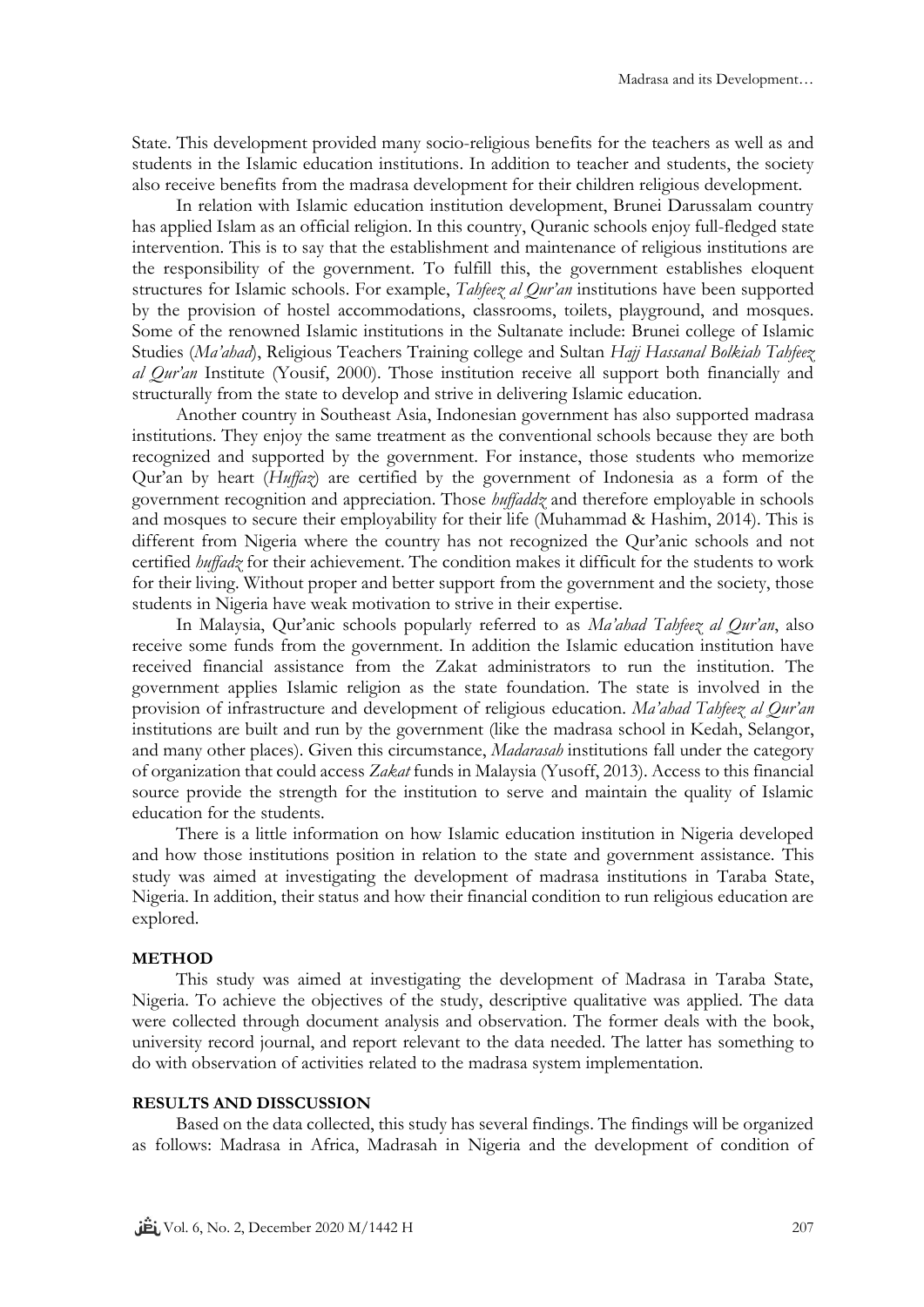State. This development provided many socio-religious benefits for the teachers as well as and students in the Islamic education institutions. In addition to teacher and students, the society also receive benefits from the madrasa development for their children religious development.

In relation with Islamic education institution development, Brunei Darussalam country has applied Islam as an official religion. In this country, Quranic schools enjoy full-fledged state intervention. This is to say that the establishment and maintenance of religious institutions are the responsibility of the government. To fulfill this, the government establishes eloquent structures for Islamic schools. For example, *Tahfeez al Qur'an* institutions have been supported by the provision of hostel accommodations, classrooms, toilets, playground, and mosques. Some of the renowned Islamic institutions in the Sultanate include: Brunei college of Islamic Studies (*Ma'ahad*), Religious Teachers Training college and Sultan *Hajj Hassanal Bolkiah Tahfeez al Qur'an* Institute (Yousif, 2000). Those institution receive all support both financially and structurally from the state to develop and strive in delivering Islamic education.

Another country in Southeast Asia, Indonesian government has also supported madrasa institutions. They enjoy the same treatment as the conventional schools because they are both recognized and supported by the government. For instance, those students who memorize Qur'an by heart (*Huffaz*) are certified by the government of Indonesia as a form of the government recognition and appreciation. Those *huffaddz* and therefore employable in schools and mosques to secure their employability for their life (Muhammad & Hashim, 2014). This is different from Nigeria where the country has not recognized the Qur'anic schools and not certified *huffadz* for their achievement. The condition makes it difficult for the students to work for their living. Without proper and better support from the government and the society, those students in Nigeria have weak motivation to strive in their expertise.

In Malaysia, Qur'anic schools popularly referred to as *Ma'ahad Tahfeez al Qur'an*, also receive some funds from the government. In addition the Islamic education institution have received financial assistance from the Zakat administrators to run the institution. The government applies Islamic religion as the state foundation. The state is involved in the provision of infrastructure and development of religious education. *Ma'ahad Tahfeez al Qur'an* institutions are built and run by the government (like the madrasa school in Kedah, Selangor, and many other places). Given this circumstance, *Madarasah* institutions fall under the category of organization that could access *Zakat* funds in Malaysia (Yusoff, 2013). Access to this financial source provide the strength for the institution to serve and maintain the quality of Islamic education for the students.

There is a little information on how Islamic education institution in Nigeria developed and how those institutions position in relation to the state and government assistance. This study was aimed at investigating the development of madrasa institutions in Taraba State, Nigeria. In addition, their status and how their financial condition to run religious education are explored.

## METHOD

This study was aimed at investigating the development of Madrasa in Taraba State, Nigeria. To achieve the objectives of the study, descriptive qualitative was applied. The data were collected through document analysis and observation. The former deals with the book, university record journal, and report relevant to the data needed. The latter has something to do with observation of activities related to the madrasa system implementation.

## RESULTS AND DISSCUSSION

Based on the data collected, this study has several findings. The findings will be organized as follows: Madrasa in Africa, Madrasah in Nigeria and the development of condition of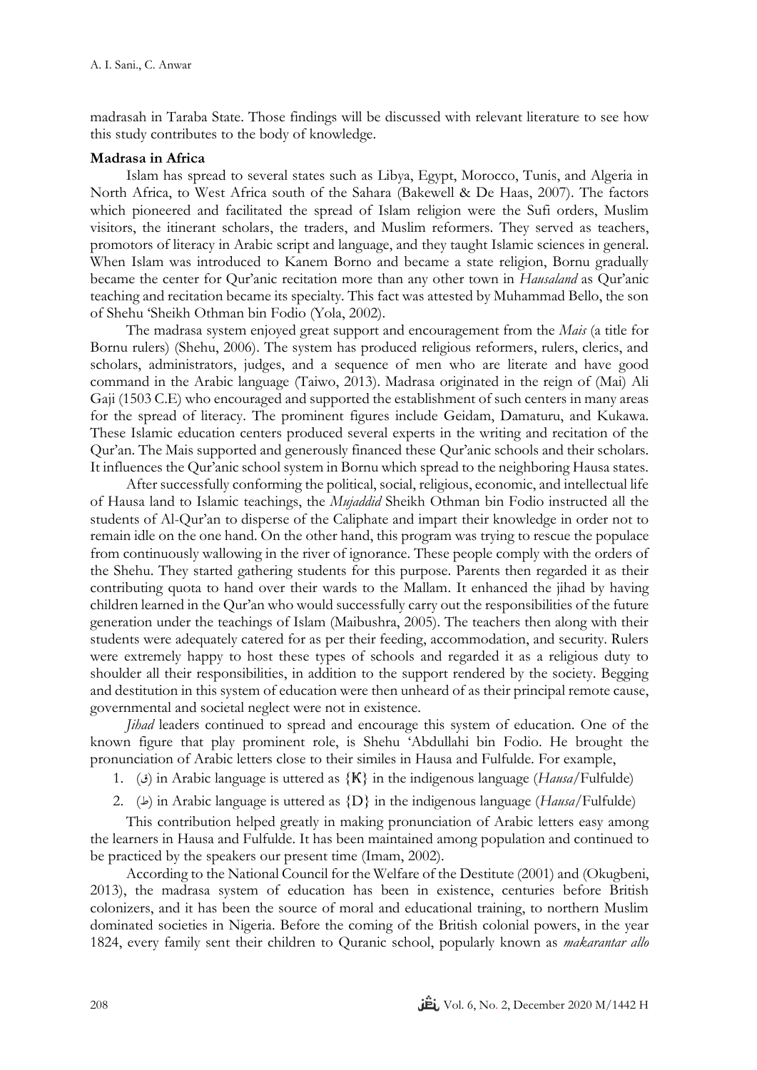madrasah in Taraba State. Those findings will be discussed with relevant literature to see how this study contributes to the body of knowledge.

**Madrasa in Africa**

Islam has spread to several states such as Libya, Egypt, Morocco, Tunis, and Algeria in North Africa, to West Africa south of the Sahara (Bakewell & De Haas, 2007). The factors which pioneered and facilitated the spread of Islam religion were the Sufi orders, Muslim visitors, the itinerant scholars, the traders, and Muslim reformers. They served as teachers, promotors of literacy in Arabic script and language, and they taught Islamic sciences in general. When Islam was introduced to Kanem Borno and became a state religion, Bornu gradually became the center for Qur'anic recitation more than any other town in *Hausaland* as Qur'anic teaching and recitation became its specialty. This fact was attested by Muhammad Bello, the son of Shehu 'Sheikh Othman bin Fodio (Yola, 2002).

The madrasa system enjoyed great support and encouragement from the *Mais* (a title for Bornu rulers) (Shehu, 2006). The system has produced religious reformers, rulers, clerics, and scholars, administrators, judges, and a sequence of men who are literate and have good command in the Arabic language (Taiwo, 2013). Madrasa originated in the reign of (Mai) Ali Gaji (1503 C.E) who encouraged and supported the establishment of such centers in many areas for the spread of literacy. The prominent figures include Geidam, Damaturu, and Kukawa. These Islamic education centers produced several experts in the writing and recitation of the Qur'an. The Mais supported and generously financed these Qur'anic schools and their scholars. It influences the Qur'anic school system in Bornu which spread to the neighboring Hausa states.

After successfully conforming the political, social, religious, economic, and intellectual life of Hausa land to Islamic teachings, the *Mujaddid* Sheikh Othman bin Fodio instructed all the students of Al-Qur'an to disperse of the Caliphate and impart their knowledge in order not to remain idle on the one hand. On the other hand, this program was trying to rescue the populace from continuously wallowing in the river of ignorance. These people comply with the orders of the Shehu. They started gathering students for this purpose. Parents then regarded it as their contributing quota to hand over their wards to the Mallam. It enhanced the jihad by having children learned in the Qur'an who would successfully carry out the responsibilities of the future generation under the teachings of Islam (Maibushra, 2005). The teachers then along with their students were adequately catered for as per their feeding, accommodation, and security. Rulers were extremely happy to host these types of schools and regarded it as a religious duty to shoulder all their responsibilities, in addition to the support rendered by the society. Begging and destitution in this system of education were then unheard of as their principal remote cause, governmental and societal neglect were not in existence.

*Jihad* leaders continued to spread and encourage this system of education. One of the known figure that play prominent role, is Shehu 'Abdullahi bin Fodio. He brought the pronunciation of Arabic letters close to their similes in Hausa and Fulfulde. For example,

1. (ق) in Arabic language is uttered as {Ƙ} in the indigenous language (*Hausa*/Fulfulde)
2. (ط) in Arabic language is uttered as {D} in the indigenous language (*Hausa*/Fulfulde)

This contribution helped greatly in making pronunciation of Arabic letters easy among the learners in Hausa and Fulfulde. It has been maintained among population and continued to be practiced by the speakers our present time (Imam, 2002).

According to the National Council for the Welfare of the Destitute (2001) and (Okugbeni, 2013), the madrasa system of education has been in existence, centuries before British colonizers, and it has been the source of moral and educational training, to northern Muslim dominated societies in Nigeria. Before the coming of the British colonial powers, in the year 1824, every family sent their children to Quranic school, popularly known as *makarantar allo*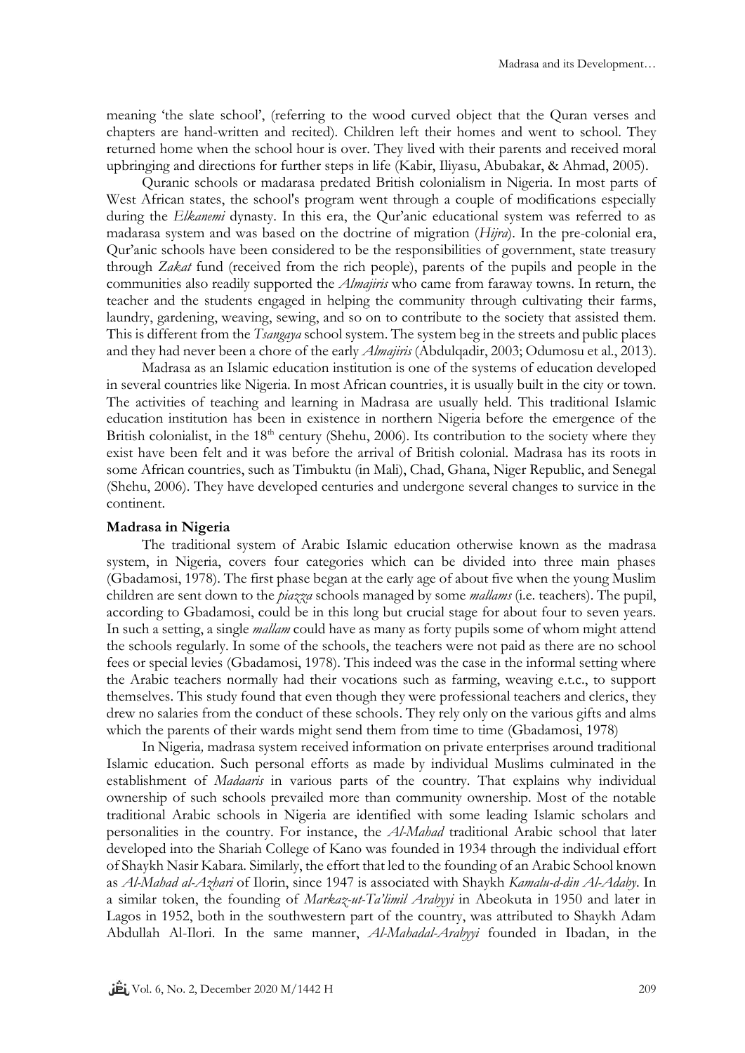meaning 'the slate school', (referring to the wood curved object that the Quran verses and chapters are hand-written and recited). Children left their homes and went to school. They returned home when the school hour is over. They lived with their parents and received moral upbringing and directions for further steps in life (Kabir, Iliyasu, Abubakar, & Ahmad, 2005).

Quranic schools or madarasa predated British colonialism in Nigeria. In most parts of West African states, the school's program went through a couple of modifications especially during the *Elkanemi* dynasty. In this era, the Qur'anic educational system was referred to as madarasa system and was based on the doctrine of migration (*Hijra*). In the pre-colonial era, Qur'anic schools have been considered to be the responsibilities of government, state treasury through *Zakat* fund (received from the rich people), parents of the pupils and people in the communities also readily supported the *Almajiris* who came from faraway towns. In return, the teacher and the students engaged in helping the community through cultivating their farms, laundry, gardening, weaving, sewing, and so on to contribute to the society that assisted them. This is different from the *Tsangaya* school system. The system beg in the streets and public places and they had never been a chore of the early *Almajiris* (Abdulqadir, 2003; Odumosu et al., 2013).

Madrasa as an Islamic education institution is one of the systems of education developed in several countries like Nigeria. In most African countries, it is usually built in the city or town. The activities of teaching and learning in Madrasa are usually held. This traditional Islamic education institution has been in existence in northern Nigeria before the emergence of the British colonialist, in the 18th century (Shehu, 2006). Its contribution to the society where they exist have been felt and it was before the arrival of British colonial. Madrasa has its roots in some African countries, such as Timbuktu (in Mali), Chad, Ghana, Niger Republic, and Senegal (Shehu, 2006). They have developed centuries and undergone several changes to survice in the continent.

**Madrasa in Nigeria**

The traditional system of Arabic Islamic education otherwise known as the madrasa system, in Nigeria, covers four categories which can be divided into three main phases (Gbadamosi, 1978). The first phase began at the early age of about five when the young Muslim children are sent down to the *piazza* schools managed by some *mallams* (i.e. teachers). The pupil, according to Gbadamosi, could be in this long but crucial stage for about four to seven years. In such a setting, a single *mallam* could have as many as forty pupils some of whom might attend the schools regularly. In some of the schools, the teachers were not paid as there are no school fees or special levies (Gbadamosi, 1978). This indeed was the case in the informal setting where the Arabic teachers normally had their vocations such as farming, weaving e.t.c., to support themselves. This study found that even though they were professional teachers and clerics, they drew no salaries from the conduct of these schools. They rely only on the various gifts and alms which the parents of their wards might send them from time to time (Gbadamosi, 1978)

In Nigeria, madrasa system received information on private enterprises around traditional Islamic education. Such personal efforts as made by individual Muslims culminated in the establishment of *Madaaris* in various parts of the country. That explains why individual ownership of such schools prevailed more than community ownership. Most of the notable traditional Arabic schools in Nigeria are identified with some leading Islamic scholars and personalities in the country. For instance, the *Al-Mahad* traditional Arabic school that later developed into the Shariah College of Kano was founded in 1934 through the individual effort of Shaykh Nasir Kabara. Similarly, the effort that led to the founding of an Arabic School known as *Al-Mahad al-Azhari* of Ilorin, since 1947 is associated with Shaykh *Kamalu-d-din Al-Adaby*. In a similar token, the founding of *Markaz-ut-Ta'limil Arabyyi* in Abeokuta in 1950 and later in Lagos in 1952, both in the southwestern part of the country, was attributed to Shaykh Adam Abdullah Al-Ilori. In the same manner, *Al-Mahadal-Arabyyi* founded in Ibadan, in the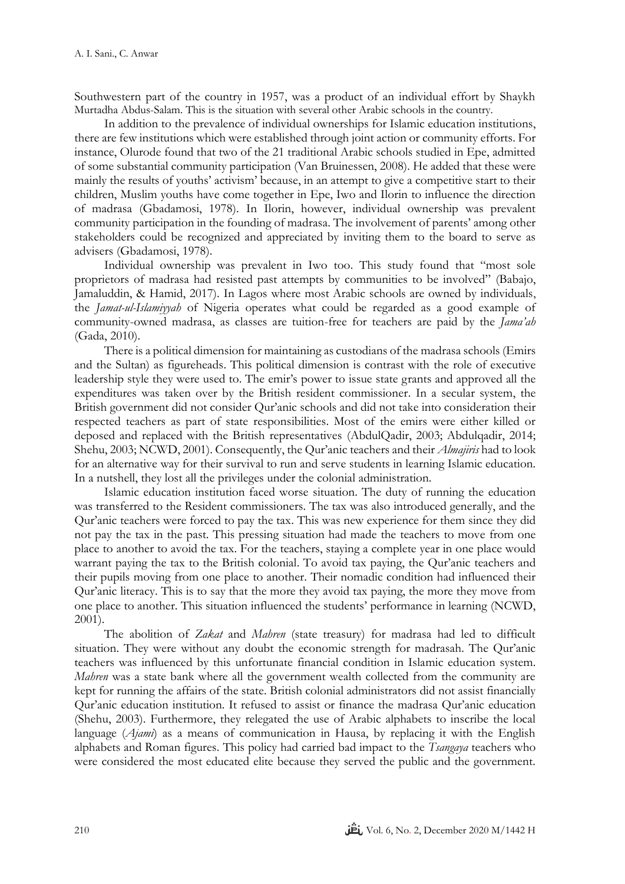Southwestern part of the country in 1957, was a product of an individual effort by Shaykh Murtadha Abdus-Salam. This is the situation with several other Arabic schools in the country.

In addition to the prevalence of individual ownerships for Islamic education institutions, there are few institutions which were established through joint action or community efforts. For instance, Olurode found that two of the 21 traditional Arabic schools studied in Epe, admitted of some substantial community participation (Van Bruinessen, 2008). He added that these were mainly the results of youths' activism' because, in an attempt to give a competitive start to their children, Muslim youths have come together in Epe, Iwo and Ilorin to influence the direction of madrasa (Gbadamosi, 1978). In Ilorin, however, individual ownership was prevalent community participation in the founding of madrasa. The involvement of parents' among other stakeholders could be recognized and appreciated by inviting them to the board to serve as advisers (Gbadamosi, 1978).

Individual ownership was prevalent in Iwo too. This study found that "most sole proprietors of madrasa had resisted past attempts by communities to be involved" (Babajo, Jamaluddin, & Hamid, 2017). In Lagos where most Arabic schools are owned by individuals, the *Jamat-ul-Islamiyyah* of Nigeria operates what could be regarded as a good example of community-owned madrasa, as classes are tuition-free for teachers are paid by the *Jama'ah* (Gada, 2010).

There is a political dimension for maintaining as custodians of the madrasa schools (Emirs and the Sultan) as figureheads. This political dimension is contrast with the role of executive leadership style they were used to. The emir's power to issue state grants and approved all the expenditures was taken over by the British resident commissioner. In a secular system, the British government did not consider Qur'anic schools and did not take into consideration their respected teachers as part of state responsibilities. Most of the emirs were either killed or deposed and replaced with the British representatives (AbdulQadir, 2003; Abdulqadir, 2014; Shehu, 2003; NCWD, 2001). Consequently, the Qur'anic teachers and their *Almajiris* had to look for an alternative way for their survival to run and serve students in learning Islamic education. In a nutshell, they lost all the privileges under the colonial administration.

Islamic education institution faced worse situation. The duty of running the education was transferred to the Resident commissioners. The tax was also introduced generally, and the Qur'anic teachers were forced to pay the tax. This was new experience for them since they did not pay the tax in the past. This pressing situation had made the teachers to move from one place to another to avoid the tax. For the teachers, staying a complete year in one place would warrant paying the tax to the British colonial. To avoid tax paying, the Qur'anic teachers and their pupils moving from one place to another. Their nomadic condition had influenced their Qur'anic literacy. This is to say that the more they avoid tax paying, the more they move from one place to another. This situation influenced the students' performance in learning (NCWD, 2001).

The abolition of *Zakat* and *Mahren* (state treasury) for madrasa had led to difficult situation. They were without any doubt the economic strength for madrasah. The Qur'anic teachers was influenced by this unfortunate financial condition in Islamic education system. *Mahren* was a state bank where all the government wealth collected from the community are kept for running the affairs of the state. British colonial administrators did not assist financially Qur'anic education institution. It refused to assist or finance the madrasa Qur'anic education (Shehu, 2003). Furthermore, they relegated the use of Arabic alphabets to inscribe the local language (*Ajami*) as a means of communication in Hausa, by replacing it with the English alphabets and Roman figures. This policy had carried bad impact to the *Tsangaya* teachers who were considered the most educated elite because they served the public and the government.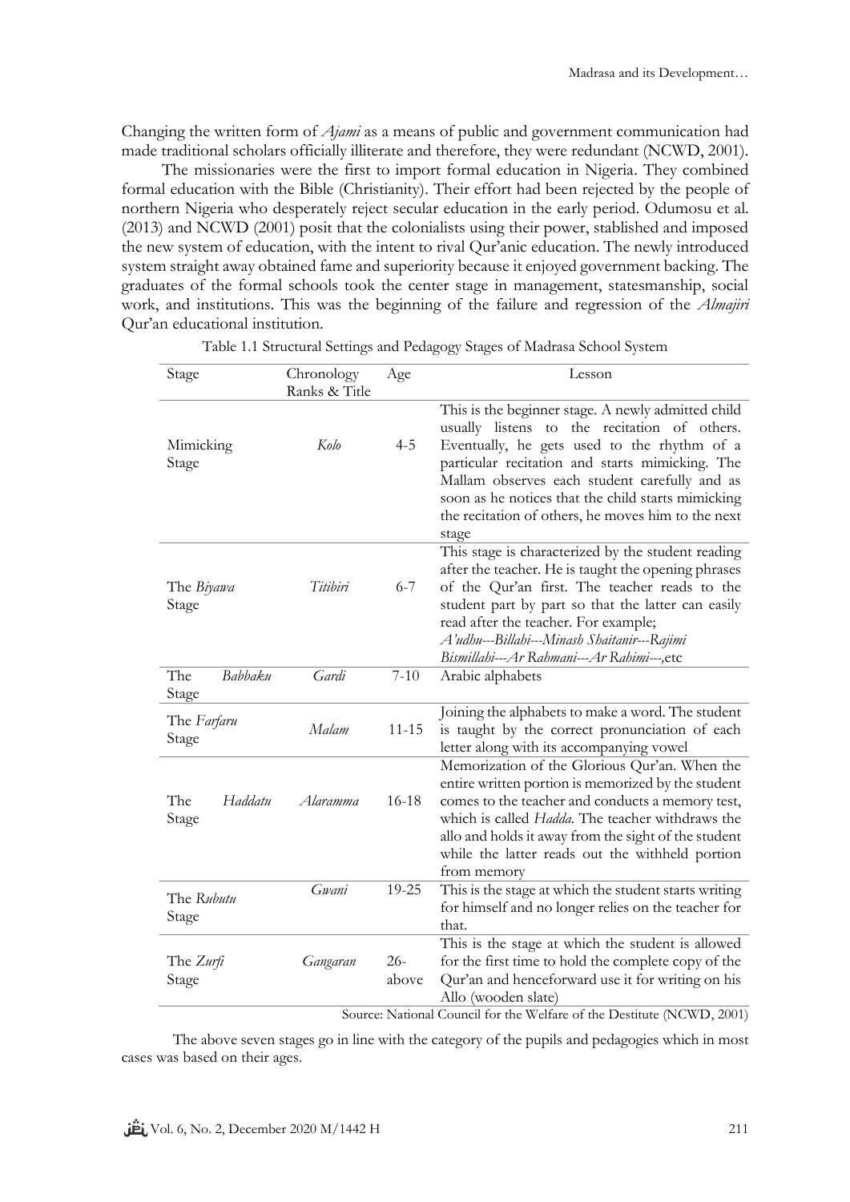Changing the written form of *Ajami* as a means of public and government communication had made traditional scholars officially illiterate and therefore, they were redundant (NCWD, 2001).

The missionaries were the first to import formal education in Nigeria. They combined formal education with the Bible (Christianity). Their effort had been rejected by the people of northern Nigeria who desperately reject secular education in the early period. Odumosu et al. (2013) and NCWD (2001) posit that the colonialists using their power, stablished and imposed the new system of education, with the intent to rival Qur'anic education. The newly introduced system straight away obtained fame and superiority because it enjoyed government backing. The graduates of the formal schools took the center stage in management, statesmanship, social work, and institutions. This was the beginning of the failure and regression of the *Almajiri* Qur'an educational institution.

Table 1.1 Structural Settings and Pedagogy Stages of Madrasa School System

| Stage | Chronology Ranks & Title | Age | Lesson |
|---|---|---|---|
| Mimicking Stage | *Kolo* | 4-5 | This is the beginner stage. A newly admitted child usually listens to the recitation of others. Eventually, he gets used to the rhythm of a particular recitation and starts mimicking. The Mallam observes each student carefully and as soon as he notices that the child starts mimicking the recitation of others, he moves him to the next stage |
| The *Biyawa* Stage | *Titibiri* | 6-7 | This stage is characterized by the student reading after the teacher. He is taught the opening phrases of the Qur'an first. The teacher reads to the student part by part so that the latter can easily read after the teacher. For example; *A'udhu---Billahi---Minash Shaitanir---Rajimi Bismillahi---Ar Rahmani---Ar Rahimi---*,etc |
| The *Babbaku* Stage | *Gardi* | 7-10 | Arabic alphabets |
| The *Farfaru* Stage | *Malam* | 11-15 | Joining the alphabets to make a word. The student is taught by the correct pronunciation of each letter along with its accompanying vowel |
| The *Haddatu* Stage | *Alaramma* | 16-18 | Memorization of the Glorious Qur'an. When the entire written portion is memorized by the student comes to the teacher and conducts a memory test, which is called *Hadda*. The teacher withdraws the allo and holds it away from the sight of the student while the latter reads out the withheld portion from memory |
| The *Rubutu* Stage | *Gwani* | 19-25 | This is the stage at which the student starts writing for himself and no longer relies on the teacher for that. |
| The *Zurfi* Stage | *Gangaran* | 26-above | This is the stage at which the student is allowed for the first time to hold the complete copy of the Qur'an and henceforward use it for writing on his Allo (wooden slate) |

Source: National Council for the Welfare of the Destitute (NCWD, 2001)

The above seven stages go in line with the category of the pupils and pedagogies which in most cases was based on their ages.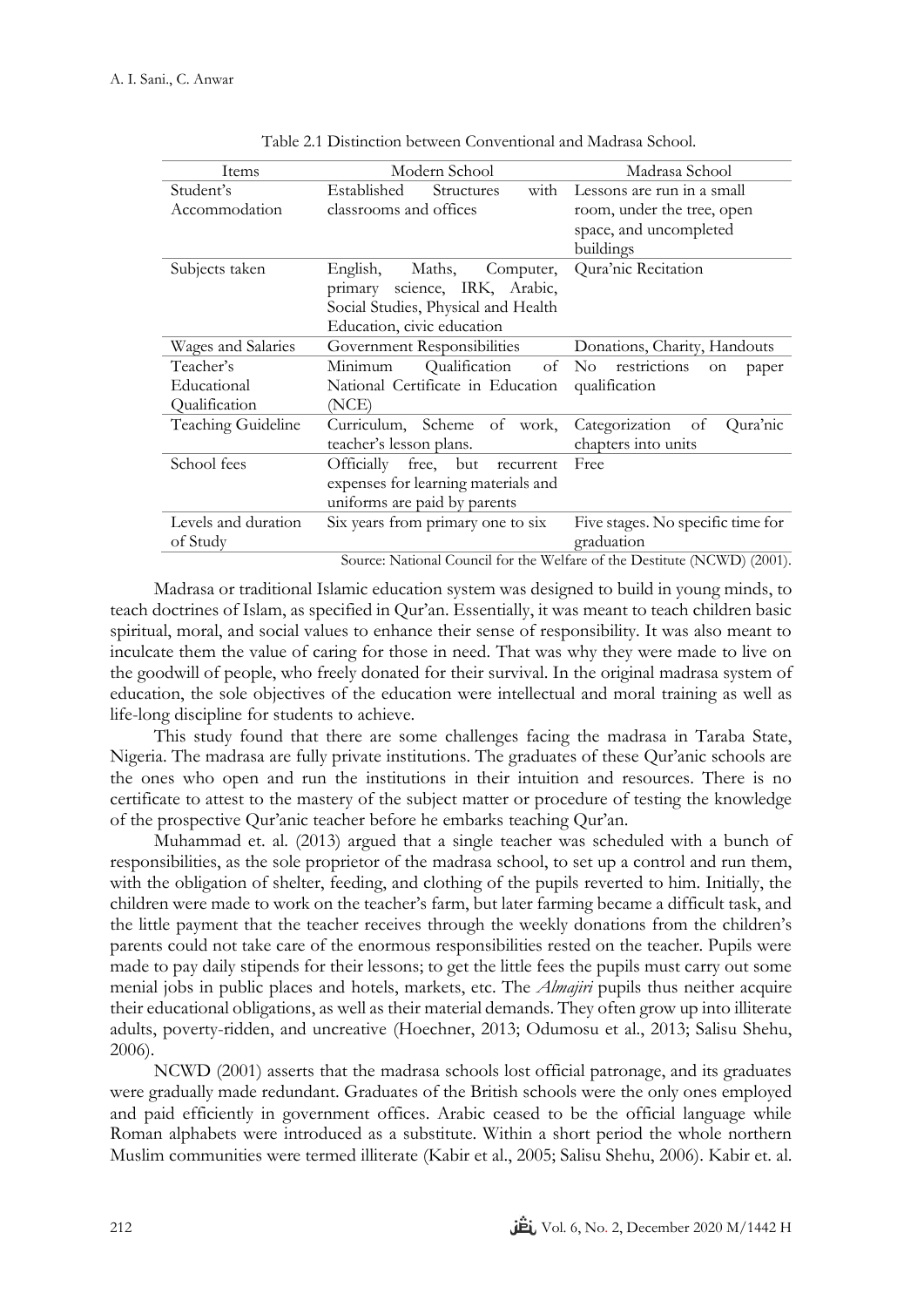Table 2.1 Distinction between Conventional and Madrasa School.

| Items | Modern School | Madrasa School |
|---|---|---|
| Student's Accommodation | Established Structures with classrooms and offices | Lessons are run in a small room, under the tree, open space, and uncompleted buildings |
| Subjects taken | English, Maths, Computer, primary science, IRK, Arabic, Social Studies, Physical and Health Education, civic education | Qura'nic Recitation |
| Wages and Salaries | Government Responsibilities | Donations, Charity, Handouts |
| Teacher's Educational Qualification | Minimum Qualification of National Certificate in Education (NCE) | No restrictions on paper qualification |
| Teaching Guideline | Curriculum, Scheme of work, teacher's lesson plans. | Categorization of Qura'nic chapters into units |
| School fees | Officially free, but recurrent expenses for learning materials and uniforms are paid by parents | Free |
| Levels and duration of Study | Six years from primary one to six | Five stages. No specific time for graduation |

Source: National Council for the Welfare of the Destitute (NCWD) (2001).

Madrasa or traditional Islamic education system was designed to build in young minds, to teach doctrines of Islam, as specified in Qur'an. Essentially, it was meant to teach children basic spiritual, moral, and social values to enhance their sense of responsibility. It was also meant to inculcate them the value of caring for those in need. That was why they were made to live on the goodwill of people, who freely donated for their survival. In the original madrasa system of education, the sole objectives of the education were intellectual and moral training as well as life-long discipline for students to achieve.

This study found that there are some challenges facing the madrasa in Taraba State, Nigeria. The madrasa are fully private institutions. The graduates of these Qur'anic schools are the ones who open and run the institutions in their intuition and resources. There is no certificate to attest to the mastery of the subject matter or procedure of testing the knowledge of the prospective Qur'anic teacher before he embarks teaching Qur'an.

Muhammad et. al. (2013) argued that a single teacher was scheduled with a bunch of responsibilities, as the sole proprietor of the madrasa school, to set up a control and run them, with the obligation of shelter, feeding, and clothing of the pupils reverted to him. Initially, the children were made to work on the teacher's farm, but later farming became a difficult task, and the little payment that the teacher receives through the weekly donations from the children's parents could not take care of the enormous responsibilities rested on the teacher. Pupils were made to pay daily stipends for their lessons; to get the little fees the pupils must carry out some menial jobs in public places and hotels, markets, etc. The *Almajiri* pupils thus neither acquire their educational obligations, as well as their material demands. They often grow up into illiterate adults, poverty-ridden, and uncreative (Hoechner, 2013; Odumosu et al., 2013; Salisu Shehu, 2006).

NCWD (2001) asserts that the madrasa schools lost official patronage, and its graduates were gradually made redundant. Graduates of the British schools were the only ones employed and paid efficiently in government offices. Arabic ceased to be the official language while Roman alphabets were introduced as a substitute. Within a short period the whole northern Muslim communities were termed illiterate (Kabir et al., 2005; Salisu Shehu, 2006). Kabir et. al.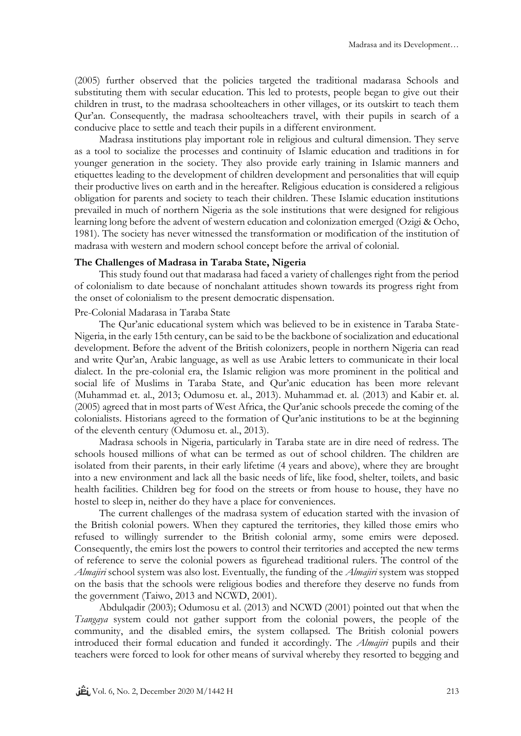(2005) further observed that the policies targeted the traditional madarasa Schools and substituting them with secular education. This led to protests, people began to give out their children in trust, to the madrasa schoolteachers in other villages, or its outskirt to teach them Qur'an. Consequently, the madrasa schoolteachers travel, with their pupils in search of a conducive place to settle and teach their pupils in a different environment.

Madrasa institutions play important role in religious and cultural dimension. They serve as a tool to socialize the processes and continuity of Islamic education and traditions in for younger generation in the society. They also provide early training in Islamic manners and etiquettes leading to the development of children development and personalities that will equip their productive lives on earth and in the hereafter. Religious education is considered a religious obligation for parents and society to teach their children. These Islamic education institutions prevailed in much of northern Nigeria as the sole institutions that were designed for religious learning long before the advent of western education and colonization emerged (Ozigi & Ocho, 1981). The society has never witnessed the transformation or modification of the institution of madrasa with western and modern school concept before the arrival of colonial.

**The Challenges of Madrasa in Taraba State, Nigeria**

This study found out that madarasa had faced a variety of challenges right from the period of colonialism to date because of nonchalant attitudes shown towards its progress right from the onset of colonialism to the present democratic dispensation.

Pre-Colonial Madarasa in Taraba State

The Qur'anic educational system which was believed to be in existence in Taraba State-Nigeria, in the early 15th century, can be said to be the backbone of socialization and educational development. Before the advent of the British colonizers, people in northern Nigeria can read and write Qur'an, Arabic language, as well as use Arabic letters to communicate in their local dialect. In the pre-colonial era, the Islamic religion was more prominent in the political and social life of Muslims in Taraba State, and Qur'anic education has been more relevant (Muhammad et. al., 2013; Odumosu et. al., 2013). Muhammad et. al. (2013) and Kabir et. al. (2005) agreed that in most parts of West Africa, the Qur'anic schools precede the coming of the colonialists. Historians agreed to the formation of Qur'anic institutions to be at the beginning of the eleventh century (Odumosu et. al., 2013).

Madrasa schools in Nigeria, particularly in Taraba state are in dire need of redress. The schools housed millions of what can be termed as out of school children. The children are isolated from their parents, in their early lifetime (4 years and above), where they are brought into a new environment and lack all the basic needs of life, like food, shelter, toilets, and basic health facilities. Children beg for food on the streets or from house to house, they have no hostel to sleep in, neither do they have a place for conveniences.

The current challenges of the madrasa system of education started with the invasion of the British colonial powers. When they captured the territories, they killed those emirs who refused to willingly surrender to the British colonial army, some emirs were deposed. Consequently, the emirs lost the powers to control their territories and accepted the new terms of reference to serve the colonial powers as figurehead traditional rulers. The control of the *Almajiri* school system was also lost. Eventually, the funding of the *Almajiri* system was stopped on the basis that the schools were religious bodies and therefore they deserve no funds from the government (Taiwo, 2013 and NCWD, 2001).

Abdulqadir (2003); Odumosu et al. (2013) and NCWD (2001) pointed out that when the *Tsangaya* system could not gather support from the colonial powers, the people of the community, and the disabled emirs, the system collapsed. The British colonial powers introduced their formal education and funded it accordingly. The *Almajiri* pupils and their teachers were forced to look for other means of survival whereby they resorted to begging and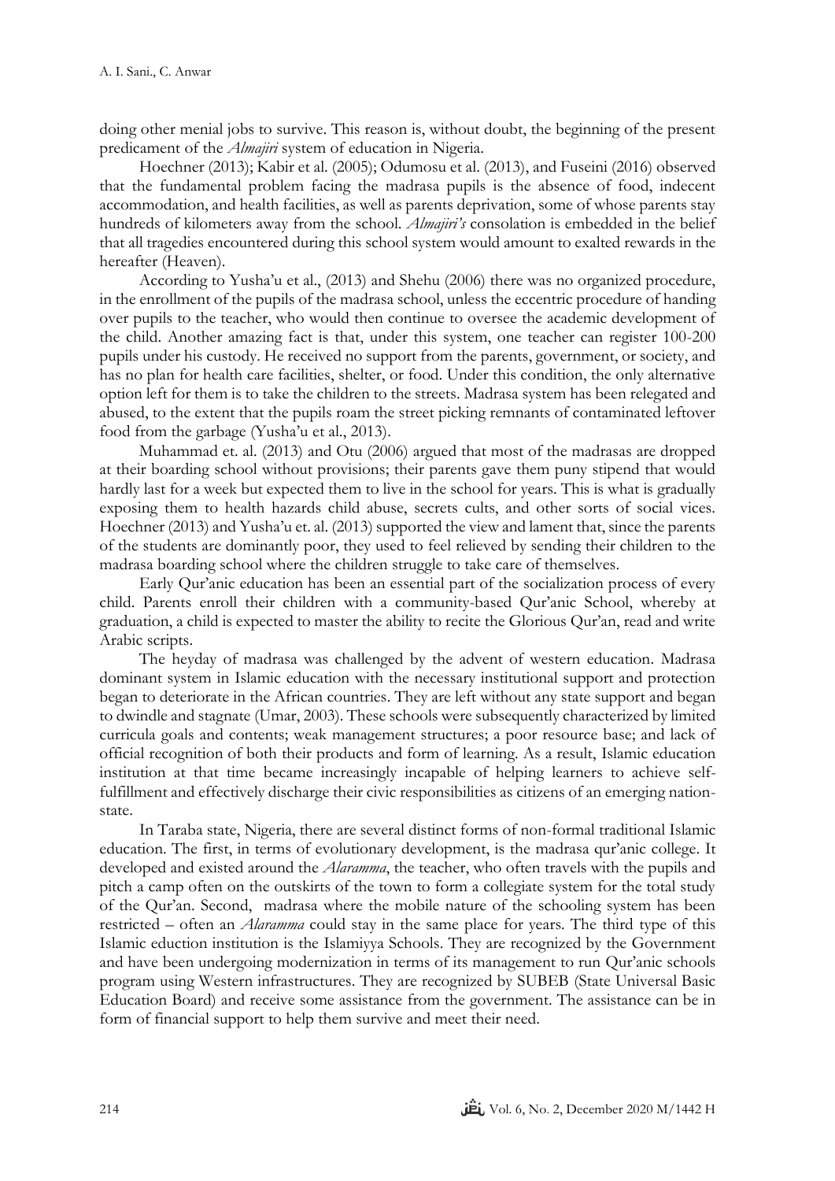doing other menial jobs to survive. This reason is, without doubt, the beginning of the present predicament of the *Almajiri* system of education in Nigeria.

Hoechner (2013); Kabir et al. (2005); Odumosu et al. (2013), and Fuseini (2016) observed that the fundamental problem facing the madrasa pupils is the absence of food, indecent accommodation, and health facilities, as well as parents deprivation, some of whose parents stay hundreds of kilometers away from the school. *Almajiri's* consolation is embedded in the belief that all tragedies encountered during this school system would amount to exalted rewards in the hereafter (Heaven).

According to Yusha'u et al., (2013) and Shehu (2006) there was no organized procedure, in the enrollment of the pupils of the madrasa school, unless the eccentric procedure of handing over pupils to the teacher, who would then continue to oversee the academic development of the child. Another amazing fact is that, under this system, one teacher can register 100-200 pupils under his custody. He received no support from the parents, government, or society, and has no plan for health care facilities, shelter, or food. Under this condition, the only alternative option left for them is to take the children to the streets. Madrasa system has been relegated and abused, to the extent that the pupils roam the street picking remnants of contaminated leftover food from the garbage (Yusha'u et al., 2013).

Muhammad et. al. (2013) and Otu (2006) argued that most of the madrasas are dropped at their boarding school without provisions; their parents gave them puny stipend that would hardly last for a week but expected them to live in the school for years. This is what is gradually exposing them to health hazards child abuse, secrets cults, and other sorts of social vices. Hoechner (2013) and Yusha'u et. al. (2013) supported the view and lament that, since the parents of the students are dominantly poor, they used to feel relieved by sending their children to the madrasa boarding school where the children struggle to take care of themselves.

Early Qur'anic education has been an essential part of the socialization process of every child. Parents enroll their children with a community-based Qur'anic School, whereby at graduation, a child is expected to master the ability to recite the Glorious Qur'an, read and write Arabic scripts.

The heyday of madrasa was challenged by the advent of western education. Madrasa dominant system in Islamic education with the necessary institutional support and protection began to deteriorate in the African countries. They are left without any state support and began to dwindle and stagnate (Umar, 2003). These schools were subsequently characterized by limited curricula goals and contents; weak management structures; a poor resource base; and lack of official recognition of both their products and form of learning. As a result, Islamic education institution at that time became increasingly incapable of helping learners to achieve self-fulfillment and effectively discharge their civic responsibilities as citizens of an emerging nation-state.

In Taraba state, Nigeria, there are several distinct forms of non-formal traditional Islamic education. The first, in terms of evolutionary development, is the madrasa qur'anic college. It developed and existed around the *Alaramma*, the teacher, who often travels with the pupils and pitch a camp often on the outskirts of the town to form a collegiate system for the total study of the Qur'an. Second, madrasa where the mobile nature of the schooling system has been restricted – often an *Alaramma* could stay in the same place for years. The third type of this Islamic eduction institution is the Islamiyya Schools. They are recognized by the Government and have been undergoing modernization in terms of its management to run Qur'anic schools program using Western infrastructures. They are recognized by SUBEB (State Universal Basic Education Board) and receive some assistance from the government. The assistance can be in form of financial support to help them survive and meet their need.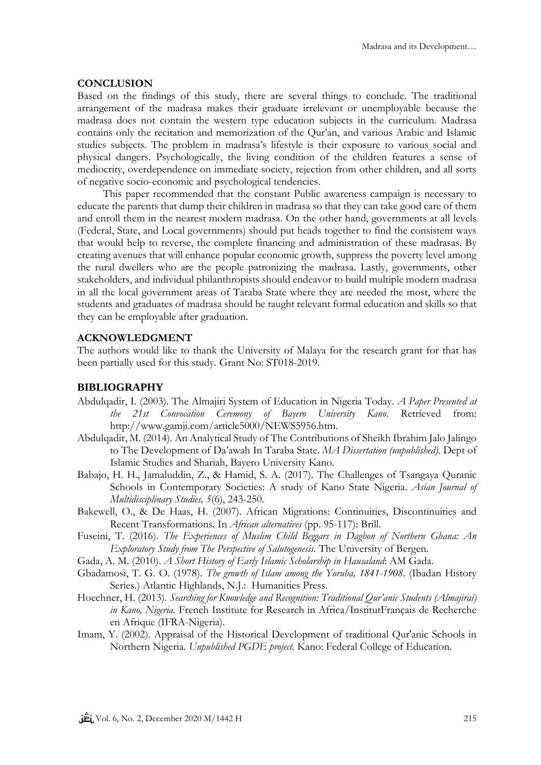## CONCLUSION

Based on the findings of this study, there are several things to conclude. The traditional arrangement of the madrasa makes their graduate irrelevant or unemployable because the madrasa does not contain the western type education subjects in the curriculum. Madrasa contains only the recitation and memorization of the Qur'an, and various Arabic and Islamic studies subjects. The problem in madrasa's lifestyle is their exposure to various social and physical dangers. Psychologically, the living condition of the children features a sense of mediocrity, overdependence on immediate society, rejection from other children, and all sorts of negative socio-economic and psychological tendencies.

This paper recommended that the constant Public awareness campaign is necessary to educate the parents that dump their children in madrasa so that they can take good care of them and enroll them in the nearest modern madrasa. On the other hand, governments at all levels (Federal, State, and Local governments) should put heads together to find the consistent ways that would help to reverse, the complete financing and administration of these madrasas. By creating avenues that will enhance popular economic growth, suppress the poverty level among the rural dwellers who are the people patronizing the madrasa. Lastly, governments, other stakeholders, and individual philanthropists should endeavor to build multiple modern madrasa in all the local government areas of Taraba State where they are needed the most, where the students and graduates of madrasa should be taught relevant formal education and skills so that they can be employable after graduation.

## ACKNOWLEDGMENT

The authors would like to thank the University of Malaya for the research grant for that has been partially used for this study. Grant No: ST018-2019.

## BIBLIOGRAPHY

Abdulqadir, I. (2003). The Almajiri System of Education in Nigeria Today. *A Paper Presented at the 21st Convocation Ceremony of Bayero University Kano*. Retrieved from: http://www.gamji.com/article5000/NEWS5956.htm.

Abdulqadir, M. (2014). An Analytical Study of The Contributions of Sheikh Ibrahim Jalo Jalingo to The Development of Da'awah In Taraba State. *MA Dissertation (unpublished).* Dept of Islamic Studies and Shariah, Bayero University Kano.

Babajo, H. H., Jamaluddin, Z., & Hamid, S. A. (2017). The Challenges of Tsangaya Quranic Schools in Contemporary Societies: A study of Kano State Nigeria. *Asian Journal of Multidisciplinary Studies, 5*(6), 243-250.

Bakewell, O., & De Haas, H. (2007). African Migrations: Continuities, Discontinuities and Recent Transformations. In *African alternatives* (pp. 95-117): Brill.

Fuseini, T. (2016). *The Experiences of Muslim Child Beggars in Dagbon of Northern Ghana: An Exploratory Study from The Perspective of Salutogenesis.* The University of Bergen.

Gada, A. M. (2010). *A Short History of Early Islamic Scholarship in Hausaland*: AM Gada.

Gbadamosi, T. G. O. (1978). *The growth of Islam among the Yoruba, 1841-1908*. (Ibadan History Series.) Atlantic Highlands, N.J.: Humanities Press.

Hoechner, H. (2013). *Searching for Knowledge and Recognition: Traditional Qur'anic Students (Almajirai) in Kano, Nigeria.* French Institute for Research in Africa/InstitutFrançais de Recherche en Afrique (IFRA-Nigeria).

Imam, Y. (2002). Appraisal of the Historical Development of traditional Qur'anic Schools in Northern Nigeria. *Unpublished PGDE project.* Kano: Federal College of Education.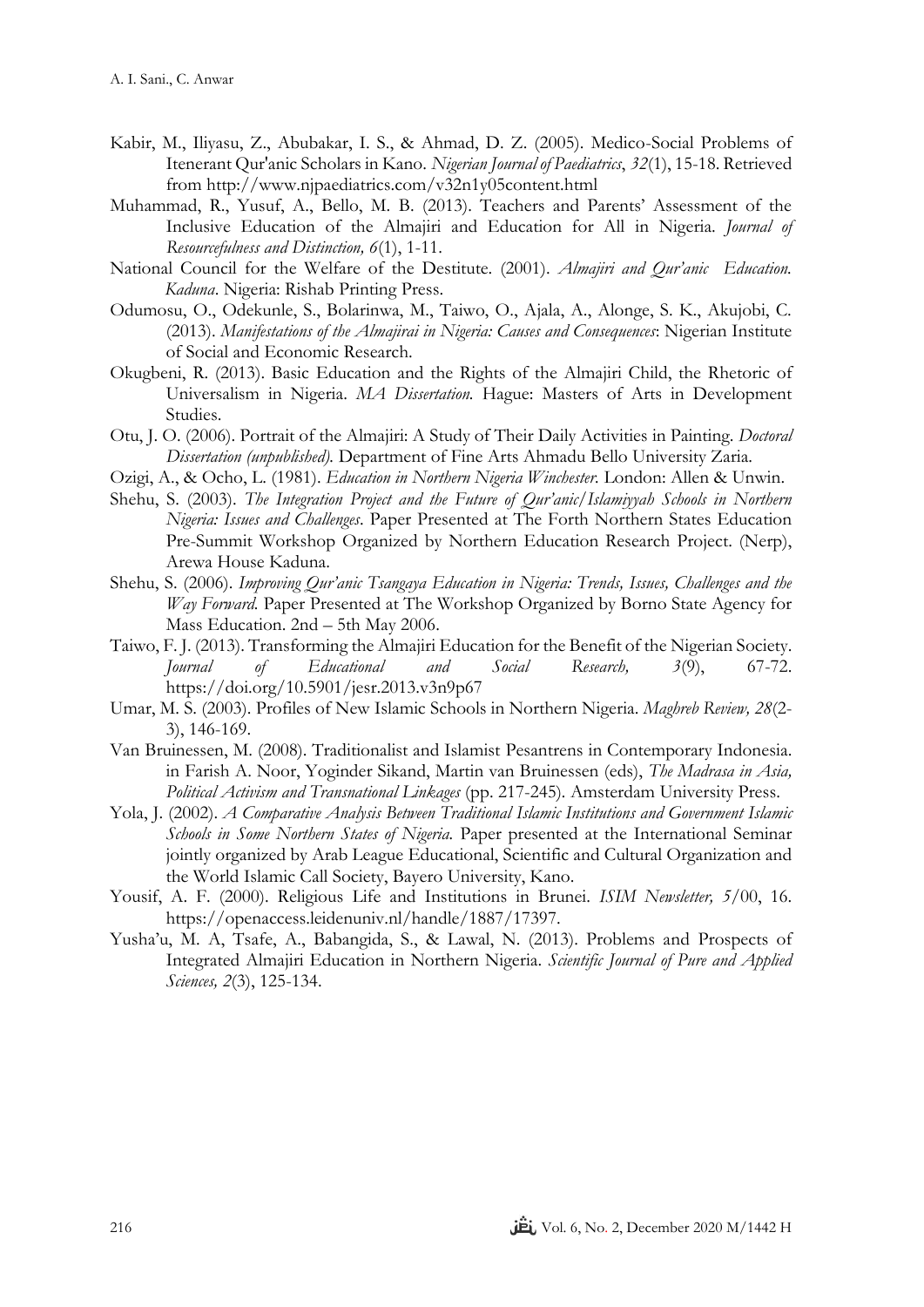Kabir, M., Iliyasu, Z., Abubakar, I. S., & Ahmad, D. Z. (2005). Medico-Social Problems of Itenerant Qur'anic Scholars in Kano. *Nigerian Journal of Paediatrics*, *32*(1), 15-18. Retrieved from http://www.njpaediatrics.com/v32n1y05content.html

Muhammad, R., Yusuf, A., Bello, M. B. (2013). Teachers and Parents' Assessment of the Inclusive Education of the Almajiri and Education for All in Nigeria. *Journal of Resourcefulness and Distinction, 6*(1), 1-11.

National Council for the Welfare of the Destitute. (2001). *Almajiri and Qur'anic Education. Kaduna*. Nigeria: Rishab Printing Press.

Odumosu, O., Odekunle, S., Bolarinwa, M., Taiwo, O., Ajala, A., Alonge, S. K., Akujobi, C. (2013). *Manifestations of the Almajirai in Nigeria: Causes and Consequences*: Nigerian Institute of Social and Economic Research.

Okugbeni, R. (2013). Basic Education and the Rights of the Almajiri Child, the Rhetoric of Universalism in Nigeria. *MA Dissertation.* Hague: Masters of Arts in Development Studies.

Otu, J. O. (2006). Portrait of the Almajiri: A Study of Their Daily Activities in Painting. *Doctoral Dissertation (unpublished).* Department of Fine Arts Ahmadu Bello University Zaria.

Ozigi, A., & Ocho, L. (1981). *Education in Northern Nigeria Winchester.* London: Allen & Unwin.

Shehu, S. (2003). *The Integration Project and the Future of Qur'anic/Islamiyyah Schools in Northern Nigeria: Issues and Challenges*. Paper Presented at The Forth Northern States Education Pre-Summit Workshop Organized by Northern Education Research Project. (Nerp), Arewa House Kaduna.

Shehu, S. (2006). *Improving Qur'anic Tsangaya Education in Nigeria: Trends, Issues, Challenges and the Way Forward.* Paper Presented at The Workshop Organized by Borno State Agency for Mass Education. 2nd – 5th May 2006.

Taiwo, F. J. (2013). Transforming the Almajiri Education for the Benefit of the Nigerian Society. *Journal of Educational and Social Research, 3*(9), 67-72. https://doi.org/10.5901/jesr.2013.v3n9p67

Umar, M. S. (2003). Profiles of New Islamic Schools in Northern Nigeria. *Maghreb Review, 28*(2-3), 146-169.

Van Bruinessen, M. (2008). Traditionalist and Islamist Pesantrens in Contemporary Indonesia. in Farish A. Noor, Yoginder Sikand, Martin van Bruinessen (eds), *The Madrasa in Asia, Political Activism and Transnational Linkages* (pp. 217-245). Amsterdam University Press.

Yola, J. (2002). *A Comparative Analysis Between Traditional Islamic Institutions and Government Islamic Schools in Some Northern States of Nigeria.* Paper presented at the International Seminar jointly organized by Arab League Educational, Scientific and Cultural Organization and the World Islamic Call Society, Bayero University, Kano.

Yousif, A. F. (2000). Religious Life and Institutions in Brunei. *ISIM Newsletter, 5*/00, 16. https://openaccess.leidenuniv.nl/handle/1887/17397.

Yusha'u, M. A, Tsafe, A., Babangida, S., & Lawal, N. (2013). Problems and Prospects of Integrated Almajiri Education in Northern Nigeria. *Scientific Journal of Pure and Applied Sciences, 2*(3), 125-134.